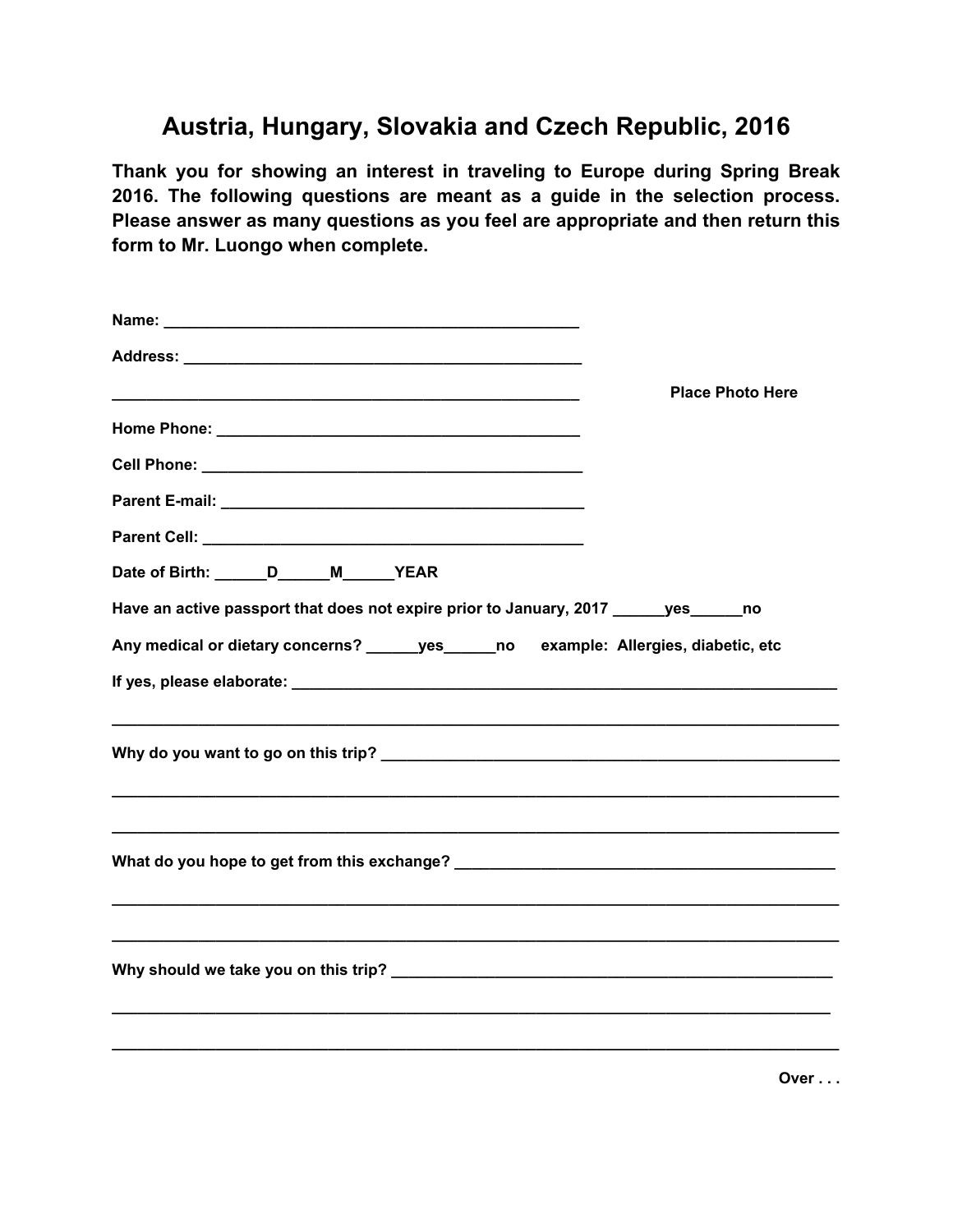# Austria, Hungary, Slovakia and Czech Republic, 2016

**Thank you for showing an interest in traveling to Europe during Spring Break 2016. The following questions are meant as a guide in the selection process. Please answer as many questions as you feel are appropriate and then return this form to Mr. Luongo when complete.**

**Name:** _______________________________________________

**Address:** _____________________________________________

_______________________________________________________ **Place Photo Here**

**Home Phone:** __________________________________________

**Cell Phone:** ___________________________________________

**Parent E-mail:** ________________________________________

**Parent Cell:** __________________________________________

**Date of Birth:** ______D______M______YEAR

**Have an active passport that does not expire prior to January, 2017** ______yes______no

**Any medical or dietary concerns?** ______yes______no **example: Allergies, diabetic, etc**

**If yes, please elaborate:** _______________________________________________________________

_____________________________________________________________________________________

**Why do you want to go on this trip?** _______________________________________________________

_____________________________________________________________________________________

_____________________________________________________________________________________

**What do you hope to get from this exchange?** ______________________________________________

_____________________________________________________________________________________

_____________________________________________________________________________________

**Why should we take you on this trip?** _____________________________________________________

_____________________________________________________________________________________

_____________________________________________________________________________________

**Over . . .**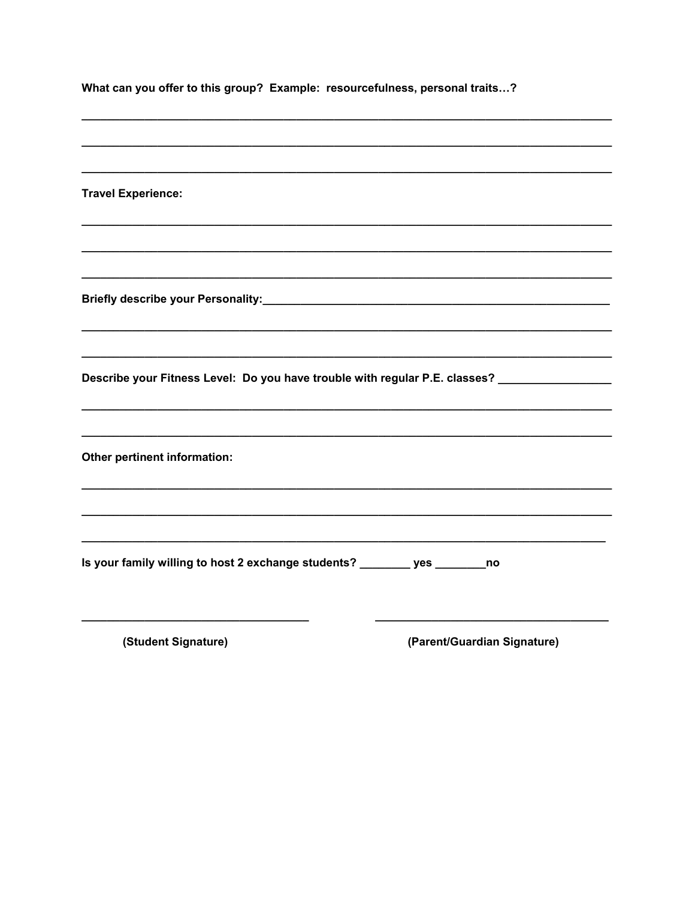**What can you offer to this group? Example: resourcefulness, personal traits…?**

___________________________________________________________________________

___________________________________________________________________________

___________________________________________________________________________

**Travel Experience:**

___________________________________________________________________________

___________________________________________________________________________

___________________________________________________________________________

**Briefly describe your Personality:**___________________________________________

___________________________________________________________________________

___________________________________________________________________________

**Describe your Fitness Level: Do you have trouble with regular P.E. classes?** ______________

___________________________________________________________________________

___________________________________________________________________________

**Other pertinent information:**

___________________________________________________________________________

___________________________________________________________________________

___________________________________________________________________________

**Is your family willing to host 2 exchange students? ________ yes ________no**

_________________________________ _________________________________

**(Student Signature)** **(Parent/Guardian Signature)**